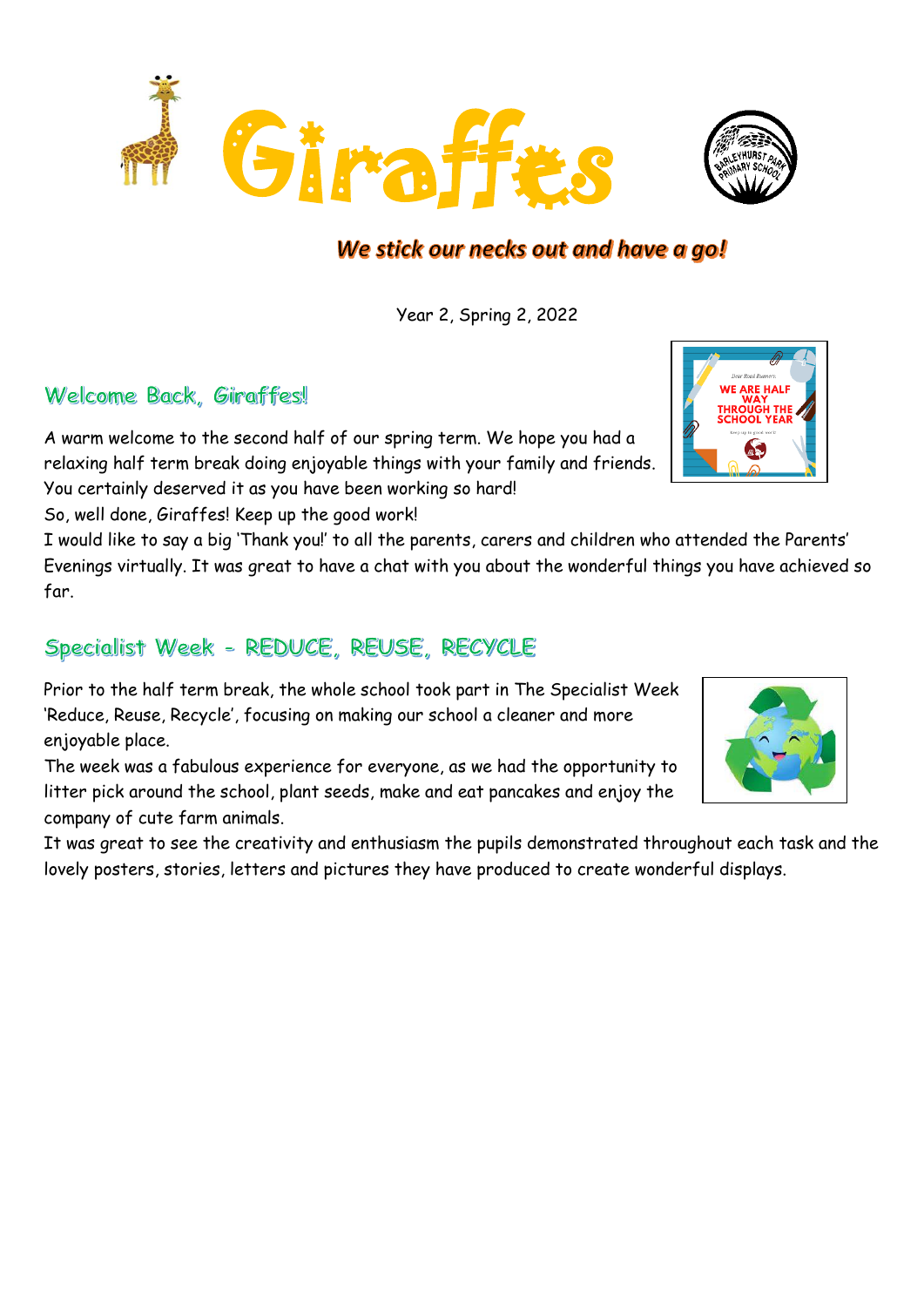# Giraffes

***We stick our necks out and have a go!***

Year 2, Spring 2, 2022

## Welcome Back, Giraffes!

A warm welcome to the second half of our spring term. We hope you had a relaxing half term break doing enjoyable things with your family and friends. You certainly deserved it as you have been working so hard!

So, well done, Giraffes! Keep up the good work!

I would like to say a big 'Thank you!' to all the parents, carers and children who attended the Parents' Evenings virtually. It was great to have a chat with you about the wonderful things you have achieved so far.

## Specialist Week – REDUCE, REUSE, RECYCLE

Prior to the half term break, the whole school took part in The Specialist Week 'Reduce, Reuse, Recycle', focusing on making our school a cleaner and more enjoyable place.

The week was a fabulous experience for everyone, as we had the opportunity to litter pick around the school, plant seeds, make and eat pancakes and enjoy the company of cute farm animals.

It was great to see the creativity and enthusiasm the pupils demonstrated throughout each task and the lovely posters, stories, letters and pictures they have produced to create wonderful displays.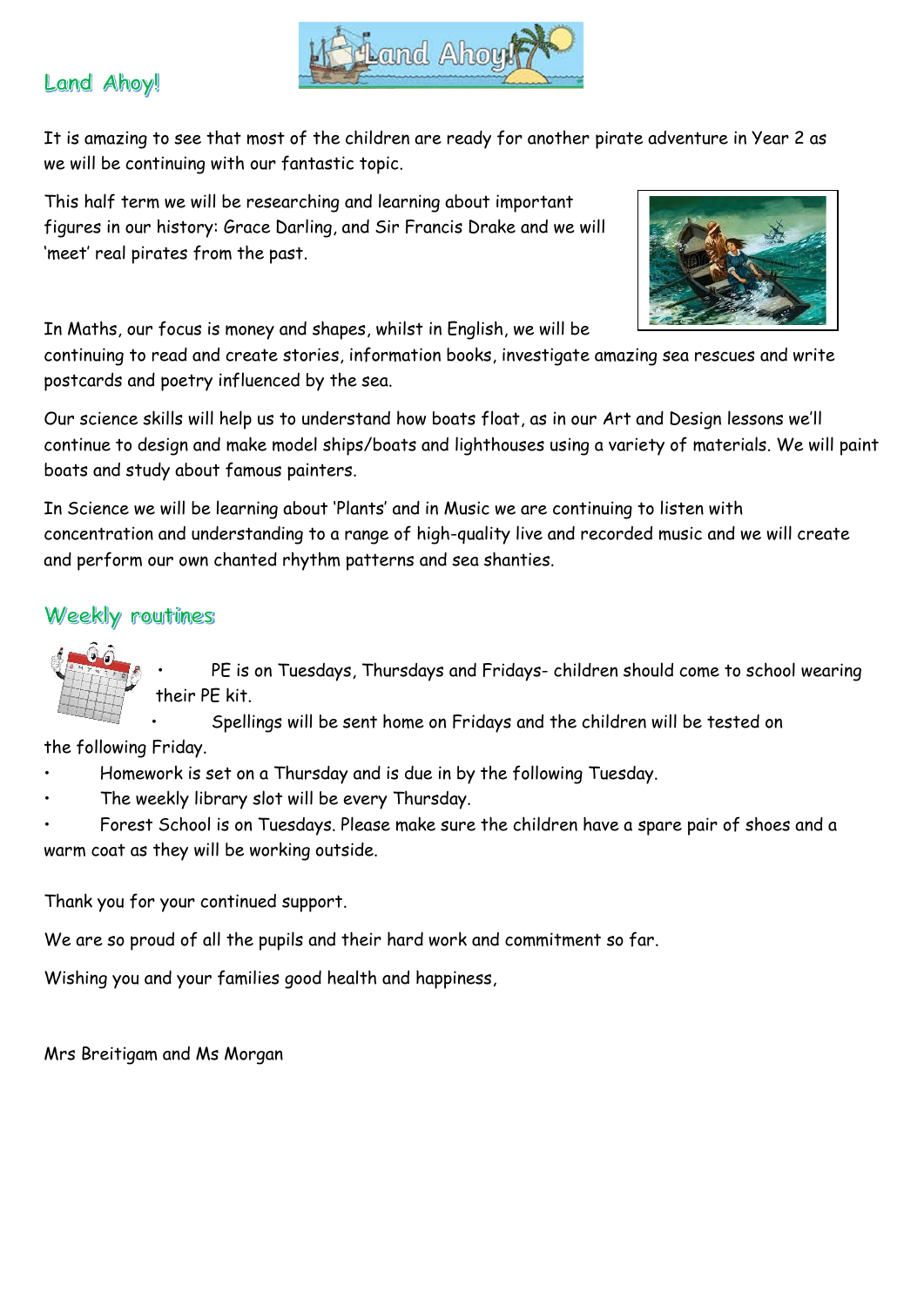## Land Ahoy!

It is amazing to see that most of the children are ready for another pirate adventure in Year 2 as we will be continuing with our fantastic topic.

This half term we will be researching and learning about important figures in our history: Grace Darling, and Sir Francis Drake and we will 'meet' real pirates from the past.

In Maths, our focus is money and shapes, whilst in English, we will be continuing to read and create stories, information books, investigate amazing sea rescues and write postcards and poetry influenced by the sea.

Our science skills will help us to understand how boats float, as in our Art and Design lessons we'll continue to design and make model ships/boats and lighthouses using a variety of materials. We will paint boats and study about famous painters.

In Science we will be learning about 'Plants' and in Music we are continuing to listen with concentration and understanding to a range of high-quality live and recorded music and we will create and perform our own chanted rhythm patterns and sea shanties.

## Weekly routines

- PE is on Tuesdays, Thursdays and Fridays- children should come to school wearing their PE kit.
- Spellings will be sent home on Fridays and the children will be tested on the following Friday.
- Homework is set on a Thursday and is due in by the following Tuesday.
- The weekly library slot will be every Thursday.
- Forest School is on Tuesdays. Please make sure the children have a spare pair of shoes and a warm coat as they will be working outside.

Thank you for your continued support.

We are so proud of all the pupils and their hard work and commitment so far.

Wishing you and your families good health and happiness,

Mrs Breitigam and Ms Morgan